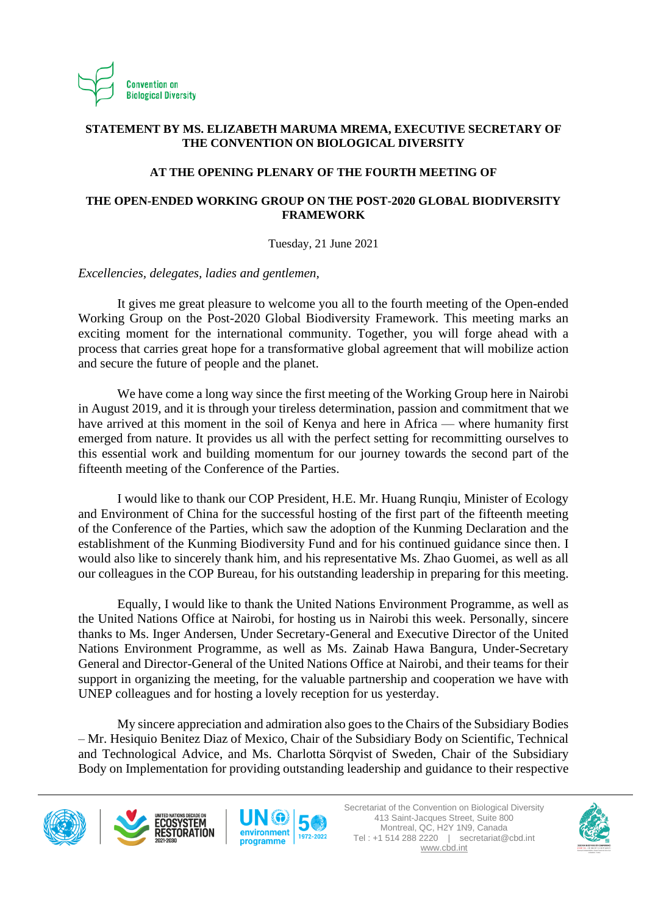Convention on Biological Diversity

**STATEMENT BY MS. ELIZABETH MARUMA MREMA, EXECUTIVE SECRETARY OF THE CONVENTION ON BIOLOGICAL DIVERSITY**

**AT THE OPENING PLENARY OF THE FOURTH MEETING OF**

**THE OPEN-ENDED WORKING GROUP ON THE POST-2020 GLOBAL BIODIVERSITY FRAMEWORK**

Tuesday, 21 June 2021

*Excellencies, delegates, ladies and gentlemen,*

It gives me great pleasure to welcome you all to the fourth meeting of the Open-ended Working Group on the Post-2020 Global Biodiversity Framework. This meeting marks an exciting moment for the international community. Together, you will forge ahead with a process that carries great hope for a transformative global agreement that will mobilize action and secure the future of people and the planet.

We have come a long way since the first meeting of the Working Group here in Nairobi in August 2019, and it is through your tireless determination, passion and commitment that we have arrived at this moment in the soil of Kenya and here in Africa — where humanity first emerged from nature. It provides us all with the perfect setting for recommitting ourselves to this essential work and building momentum for our journey towards the second part of the fifteenth meeting of the Conference of the Parties.

I would like to thank our COP President, H.E. Mr. Huang Runqiu, Minister of Ecology and Environment of China for the successful hosting of the first part of the fifteenth meeting of the Conference of the Parties, which saw the adoption of the Kunming Declaration and the establishment of the Kunming Biodiversity Fund and for his continued guidance since then. I would also like to sincerely thank him, and his representative Ms. Zhao Guomei, as well as all our colleagues in the COP Bureau, for his outstanding leadership in preparing for this meeting.

Equally, I would like to thank the United Nations Environment Programme, as well as the United Nations Office at Nairobi, for hosting us in Nairobi this week. Personally, sincere thanks to Ms. Inger Andersen, Under Secretary-General and Executive Director of the United Nations Environment Programme, as well as Ms. Zainab Hawa Bangura, Under-Secretary General and Director-General of the United Nations Office at Nairobi, and their teams for their support in organizing the meeting, for the valuable partnership and cooperation we have with UNEP colleagues and for hosting a lovely reception for us yesterday.

My sincere appreciation and admiration also goes to the Chairs of the Subsidiary Bodies – Mr. Hesiquio Benitez Diaz of Mexico, Chair of the Subsidiary Body on Scientific, Technical and Technological Advice, and Ms. Charlotta Sörqvist of Sweden, Chair of the Subsidiary Body on Implementation for providing outstanding leadership and guidance to their respective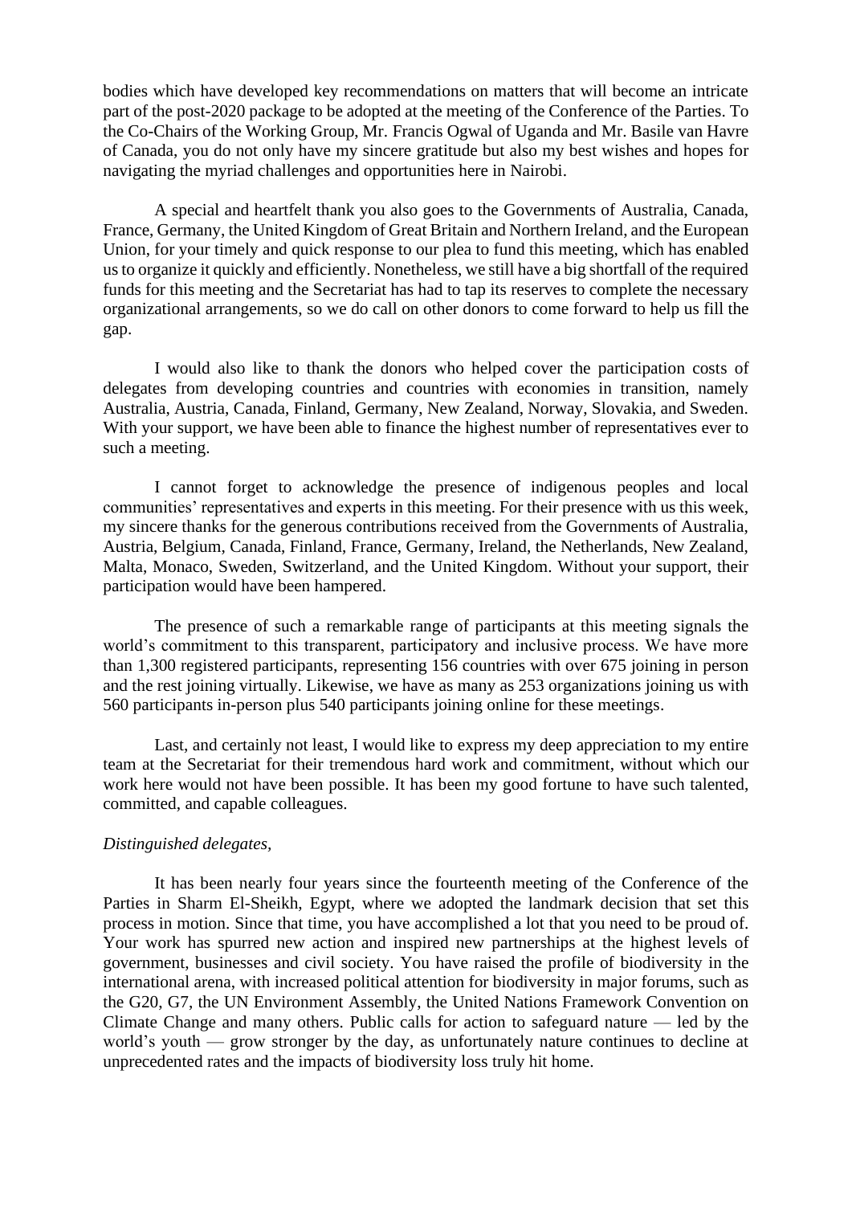bodies which have developed key recommendations on matters that will become an intricate part of the post-2020 package to be adopted at the meeting of the Conference of the Parties. To the Co-Chairs of the Working Group, Mr. Francis Ogwal of Uganda and Mr. Basile van Havre of Canada, you do not only have my sincere gratitude but also my best wishes and hopes for navigating the myriad challenges and opportunities here in Nairobi.

A special and heartfelt thank you also goes to the Governments of Australia, Canada, France, Germany, the United Kingdom of Great Britain and Northern Ireland, and the European Union, for your timely and quick response to our plea to fund this meeting, which has enabled us to organize it quickly and efficiently. Nonetheless, we still have a big shortfall of the required funds for this meeting and the Secretariat has had to tap its reserves to complete the necessary organizational arrangements, so we do call on other donors to come forward to help us fill the gap.

I would also like to thank the donors who helped cover the participation costs of delegates from developing countries and countries with economies in transition, namely Australia, Austria, Canada, Finland, Germany, New Zealand, Norway, Slovakia, and Sweden. With your support, we have been able to finance the highest number of representatives ever to such a meeting.

I cannot forget to acknowledge the presence of indigenous peoples and local communities' representatives and experts in this meeting. For their presence with us this week, my sincere thanks for the generous contributions received from the Governments of Australia, Austria, Belgium, Canada, Finland, France, Germany, Ireland, the Netherlands, New Zealand, Malta, Monaco, Sweden, Switzerland, and the United Kingdom. Without your support, their participation would have been hampered.

The presence of such a remarkable range of participants at this meeting signals the world's commitment to this transparent, participatory and inclusive process. We have more than 1,300 registered participants, representing 156 countries with over 675 joining in person and the rest joining virtually. Likewise, we have as many as 253 organizations joining us with 560 participants in-person plus 540 participants joining online for these meetings.

Last, and certainly not least, I would like to express my deep appreciation to my entire team at the Secretariat for their tremendous hard work and commitment, without which our work here would not have been possible. It has been my good fortune to have such talented, committed, and capable colleagues.

*Distinguished delegates,*

It has been nearly four years since the fourteenth meeting of the Conference of the Parties in Sharm El-Sheikh, Egypt, where we adopted the landmark decision that set this process in motion. Since that time, you have accomplished a lot that you need to be proud of. Your work has spurred new action and inspired new partnerships at the highest levels of government, businesses and civil society. You have raised the profile of biodiversity in the international arena, with increased political attention for biodiversity in major forums, such as the G20, G7, the UN Environment Assembly, the United Nations Framework Convention on Climate Change and many others. Public calls for action to safeguard nature — led by the world's youth — grow stronger by the day, as unfortunately nature continues to decline at unprecedented rates and the impacts of biodiversity loss truly hit home.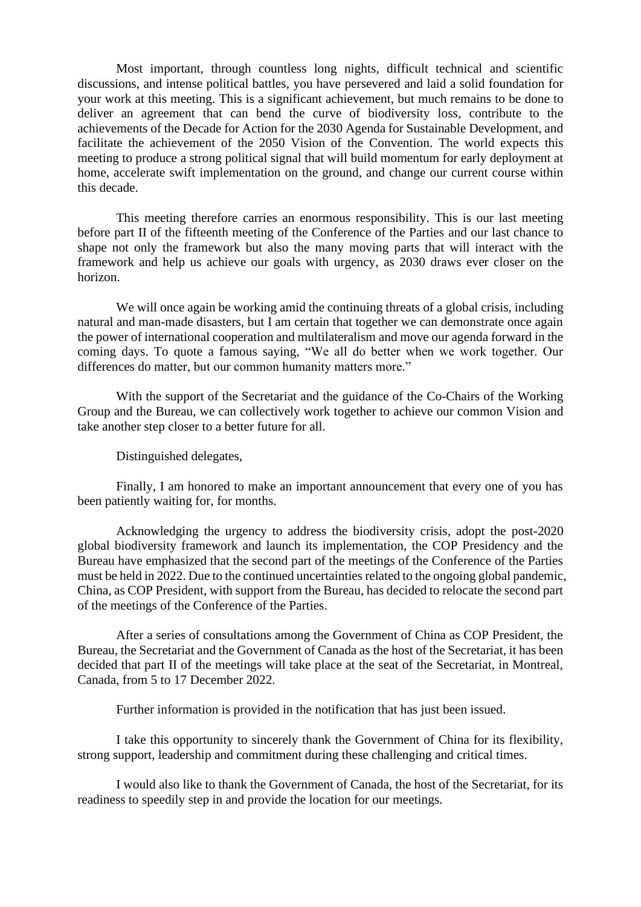Most important, through countless long nights, difficult technical and scientific discussions, and intense political battles, you have persevered and laid a solid foundation for your work at this meeting. This is a significant achievement, but much remains to be done to deliver an agreement that can bend the curve of biodiversity loss, contribute to the achievements of the Decade for Action for the 2030 Agenda for Sustainable Development, and facilitate the achievement of the 2050 Vision of the Convention. The world expects this meeting to produce a strong political signal that will build momentum for early deployment at home, accelerate swift implementation on the ground, and change our current course within this decade.

This meeting therefore carries an enormous responsibility. This is our last meeting before part II of the fifteenth meeting of the Conference of the Parties and our last chance to shape not only the framework but also the many moving parts that will interact with the framework and help us achieve our goals with urgency, as 2030 draws ever closer on the horizon.

We will once again be working amid the continuing threats of a global crisis, including natural and man-made disasters, but I am certain that together we can demonstrate once again the power of international cooperation and multilateralism and move our agenda forward in the coming days. To quote a famous saying, "We all do better when we work together. Our differences do matter, but our common humanity matters more."

With the support of the Secretariat and the guidance of the Co-Chairs of the Working Group and the Bureau, we can collectively work together to achieve our common Vision and take another step closer to a better future for all.

Distinguished delegates,

Finally, I am honored to make an important announcement that every one of you has been patiently waiting for, for months.

Acknowledging the urgency to address the biodiversity crisis, adopt the post-2020 global biodiversity framework and launch its implementation, the COP Presidency and the Bureau have emphasized that the second part of the meetings of the Conference of the Parties must be held in 2022. Due to the continued uncertainties related to the ongoing global pandemic, China, as COP President, with support from the Bureau, has decided to relocate the second part of the meetings of the Conference of the Parties.

After a series of consultations among the Government of China as COP President, the Bureau, the Secretariat and the Government of Canada as the host of the Secretariat, it has been decided that part II of the meetings will take place at the seat of the Secretariat, in Montreal, Canada, from 5 to 17 December 2022.

Further information is provided in the notification that has just been issued.

I take this opportunity to sincerely thank the Government of China for its flexibility, strong support, leadership and commitment during these challenging and critical times.

I would also like to thank the Government of Canada, the host of the Secretariat, for its readiness to speedily step in and provide the location for our meetings.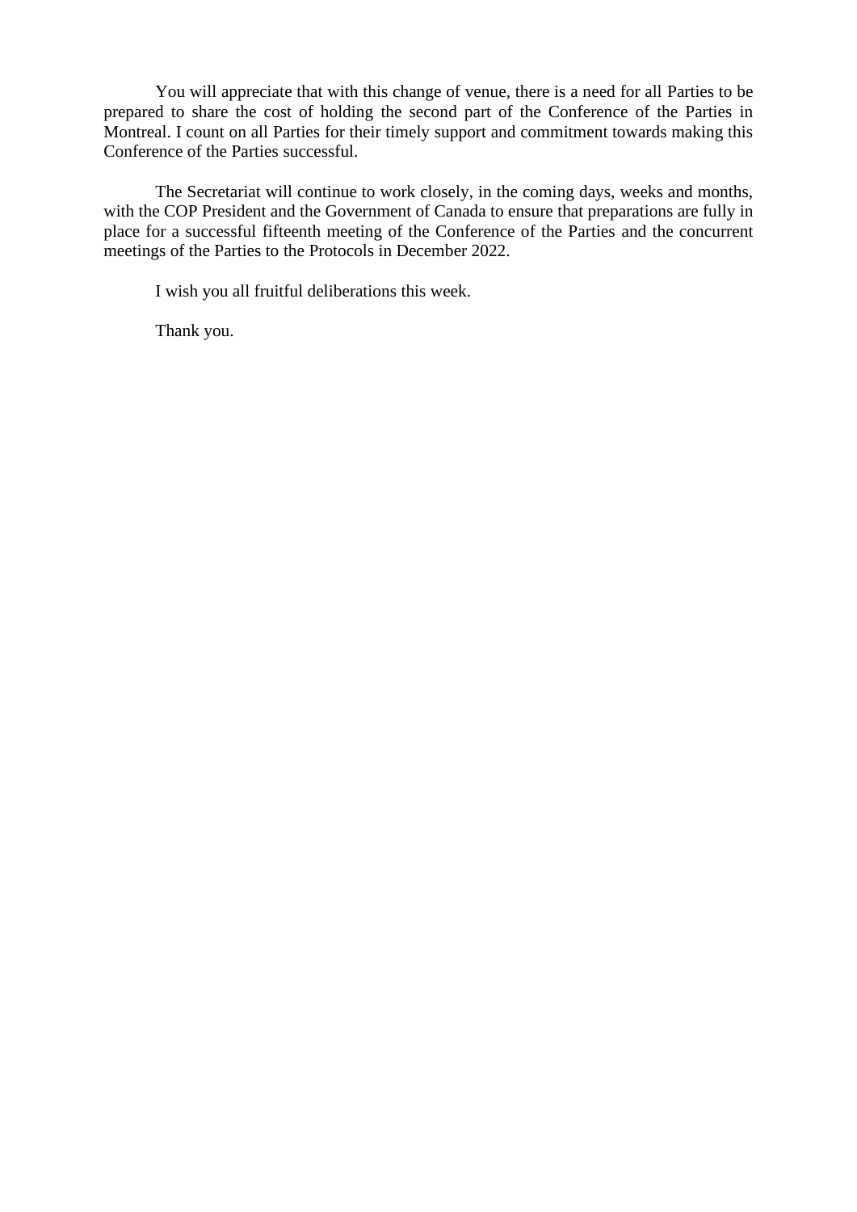You will appreciate that with this change of venue, there is a need for all Parties to be prepared to share the cost of holding the second part of the Conference of the Parties in Montreal. I count on all Parties for their timely support and commitment towards making this Conference of the Parties successful.

The Secretariat will continue to work closely, in the coming days, weeks and months, with the COP President and the Government of Canada to ensure that preparations are fully in place for a successful fifteenth meeting of the Conference of the Parties and the concurrent meetings of the Parties to the Protocols in December 2022.

I wish you all fruitful deliberations this week.

Thank you.